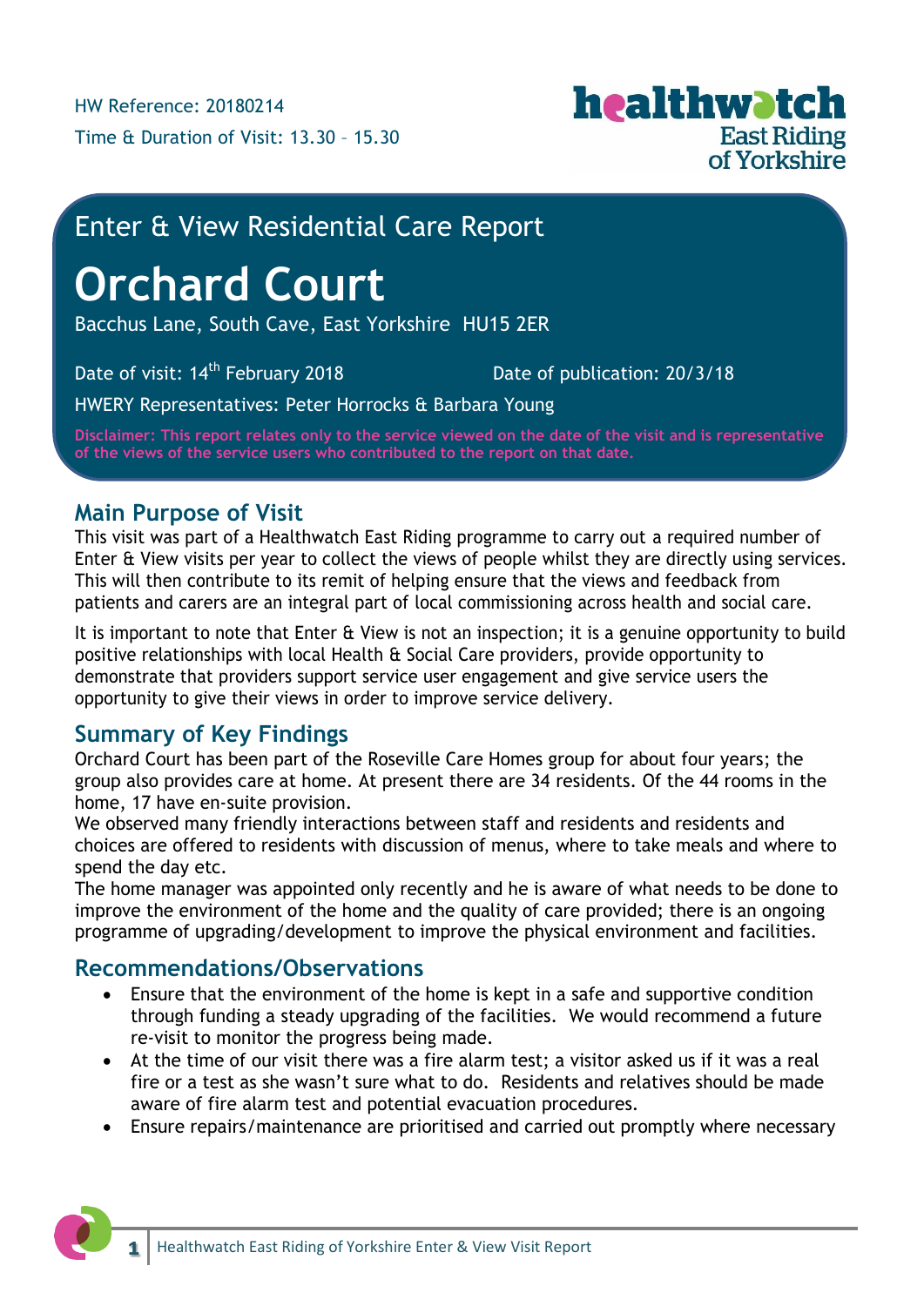HW Reference: 20180214

Time & Duration of Visit: 13.30 – 15.30

healthwatch East Riding of Yorkshire

## Enter & View Residential Care Report

# Orchard Court

Bacchus Lane, South Cave, East Yorkshire HU15 2ER

Date of visit: 14th February 2018

Date of publication: 20/3/18

HWERY Representatives: Peter Horrocks & Barbara Young

**Disclaimer: This report relates only to the service viewed on the date of the visit and is representative of the views of the service users who contributed to the report on that date.**

## Main Purpose of Visit

This visit was part of a Healthwatch East Riding programme to carry out a required number of Enter & View visits per year to collect the views of people whilst they are directly using services. This will then contribute to its remit of helping ensure that the views and feedback from patients and carers are an integral part of local commissioning across health and social care.

It is important to note that Enter & View is not an inspection; it is a genuine opportunity to build positive relationships with local Health & Social Care providers, provide opportunity to demonstrate that providers support service user engagement and give service users the opportunity to give their views in order to improve service delivery.

## Summary of Key Findings

Orchard Court has been part of the Roseville Care Homes group for about four years; the group also provides care at home. At present there are 34 residents. Of the 44 rooms in the home, 17 have en-suite provision.

We observed many friendly interactions between staff and residents and residents and choices are offered to residents with discussion of menus, where to take meals and where to spend the day etc.

The home manager was appointed only recently and he is aware of what needs to be done to improve the environment of the home and the quality of care provided; there is an ongoing programme of upgrading/development to improve the physical environment and facilities.

## Recommendations/Observations

- Ensure that the environment of the home is kept in a safe and supportive condition through funding a steady upgrading of the facilities. We would recommend a future re-visit to monitor the progress being made.
- At the time of our visit there was a fire alarm test; a visitor asked us if it was a real fire or a test as she wasn't sure what to do. Residents and relatives should be made aware of fire alarm test and potential evacuation procedures.
- Ensure repairs/maintenance are prioritised and carried out promptly where necessary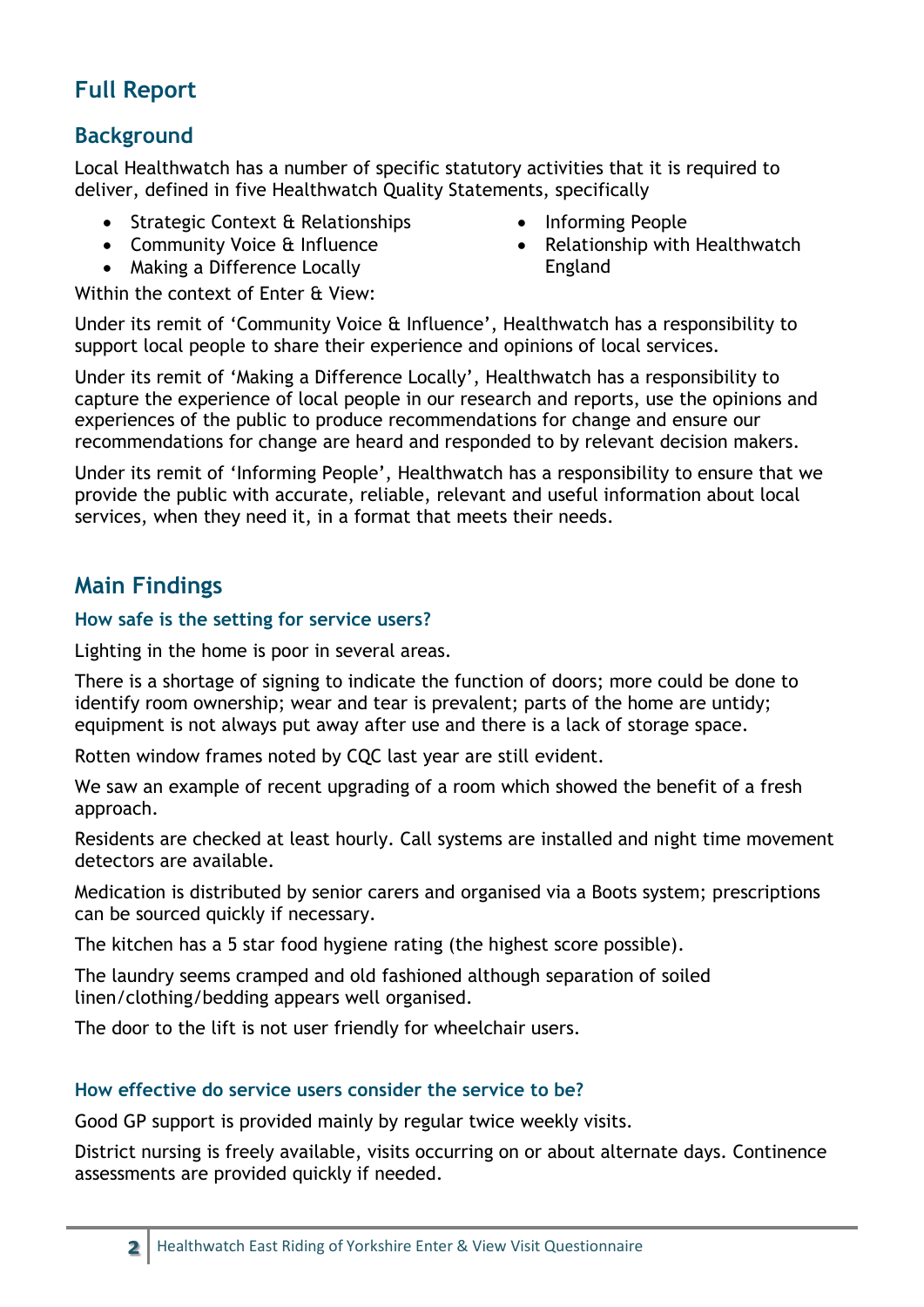## Full Report

### Background

Local Healthwatch has a number of specific statutory activities that it is required to deliver, defined in five Healthwatch Quality Statements, specifically

- Strategic Context & Relationships
- Community Voice & Influence
- Making a Difference Locally
- Informing People
- Relationship with Healthwatch England

Within the context of Enter & View:

Under its remit of 'Community Voice & Influence', Healthwatch has a responsibility to support local people to share their experience and opinions of local services.

Under its remit of 'Making a Difference Locally', Healthwatch has a responsibility to capture the experience of local people in our research and reports, use the opinions and experiences of the public to produce recommendations for change and ensure our recommendations for change are heard and responded to by relevant decision makers.

Under its remit of 'Informing People', Healthwatch has a responsibility to ensure that we provide the public with accurate, reliable, relevant and useful information about local services, when they need it, in a format that meets their needs.

## Main Findings

#### How safe is the setting for service users?

Lighting in the home is poor in several areas.

There is a shortage of signing to indicate the function of doors; more could be done to identify room ownership; wear and tear is prevalent; parts of the home are untidy; equipment is not always put away after use and there is a lack of storage space.

Rotten window frames noted by CQC last year are still evident.

We saw an example of recent upgrading of a room which showed the benefit of a fresh approach.

Residents are checked at least hourly. Call systems are installed and night time movement detectors are available.

Medication is distributed by senior carers and organised via a Boots system; prescriptions can be sourced quickly if necessary.

The kitchen has a 5 star food hygiene rating (the highest score possible).

The laundry seems cramped and old fashioned although separation of soiled linen/clothing/bedding appears well organised.

The door to the lift is not user friendly for wheelchair users.

#### How effective do service users consider the service to be?

Good GP support is provided mainly by regular twice weekly visits.

District nursing is freely available, visits occurring on or about alternate days. Continence assessments are provided quickly if needed.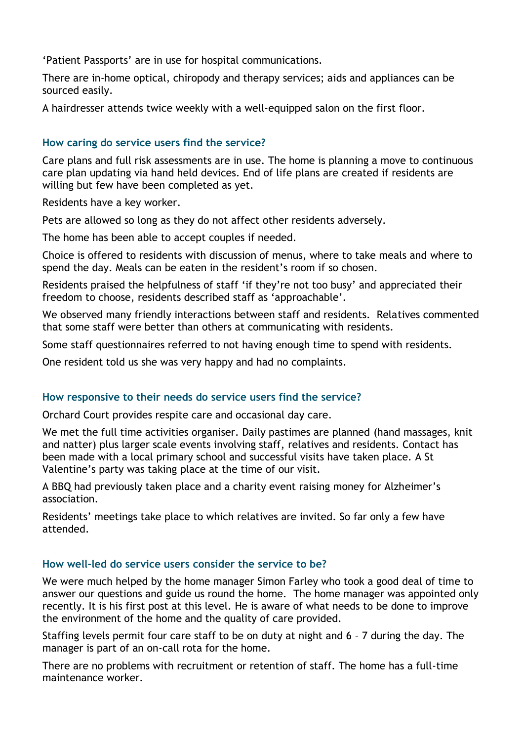'Patient Passports' are in use for hospital communications.

There are in-home optical, chiropody and therapy services; aids and appliances can be sourced easily.

A hairdresser attends twice weekly with a well-equipped salon on the first floor.

### How caring do service users find the service?

Care plans and full risk assessments are in use. The home is planning a move to continuous care plan updating via hand held devices. End of life plans are created if residents are willing but few have been completed as yet.

Residents have a key worker.

Pets are allowed so long as they do not affect other residents adversely.

The home has been able to accept couples if needed.

Choice is offered to residents with discussion of menus, where to take meals and where to spend the day. Meals can be eaten in the resident's room if so chosen.

Residents praised the helpfulness of staff 'if they're not too busy' and appreciated their freedom to choose, residents described staff as 'approachable'.

We observed many friendly interactions between staff and residents. Relatives commented that some staff were better than others at communicating with residents.

Some staff questionnaires referred to not having enough time to spend with residents.

One resident told us she was very happy and had no complaints.

### How responsive to their needs do service users find the service?

Orchard Court provides respite care and occasional day care.

We met the full time activities organiser. Daily pastimes are planned (hand massages, knit and natter) plus larger scale events involving staff, relatives and residents. Contact has been made with a local primary school and successful visits have taken place. A St Valentine's party was taking place at the time of our visit.

A BBQ had previously taken place and a charity event raising money for Alzheimer's association.

Residents' meetings take place to which relatives are invited. So far only a few have attended.

### How well-led do service users consider the service to be?

We were much helped by the home manager Simon Farley who took a good deal of time to answer our questions and guide us round the home. The home manager was appointed only recently. It is his first post at this level. He is aware of what needs to be done to improve the environment of the home and the quality of care provided.

Staffing levels permit four care staff to be on duty at night and 6 – 7 during the day. The manager is part of an on-call rota for the home.

There are no problems with recruitment or retention of staff. The home has a full-time maintenance worker.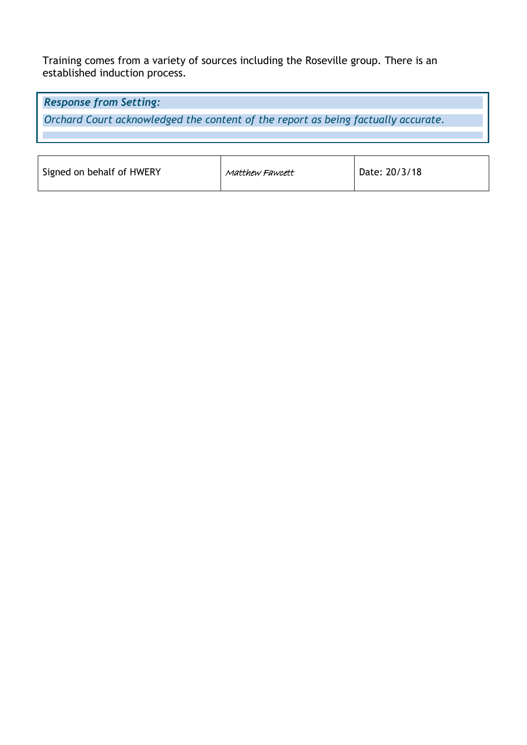Training comes from a variety of sources including the Roseville group. There is an established induction process.

***Response from Setting:***

*Orchard Court acknowledged the content of the report as being factually accurate.*

| | | |
|---|---|---|
| Signed on behalf of HWERY | *Matthew Fawcett* | Date: 20/3/18 |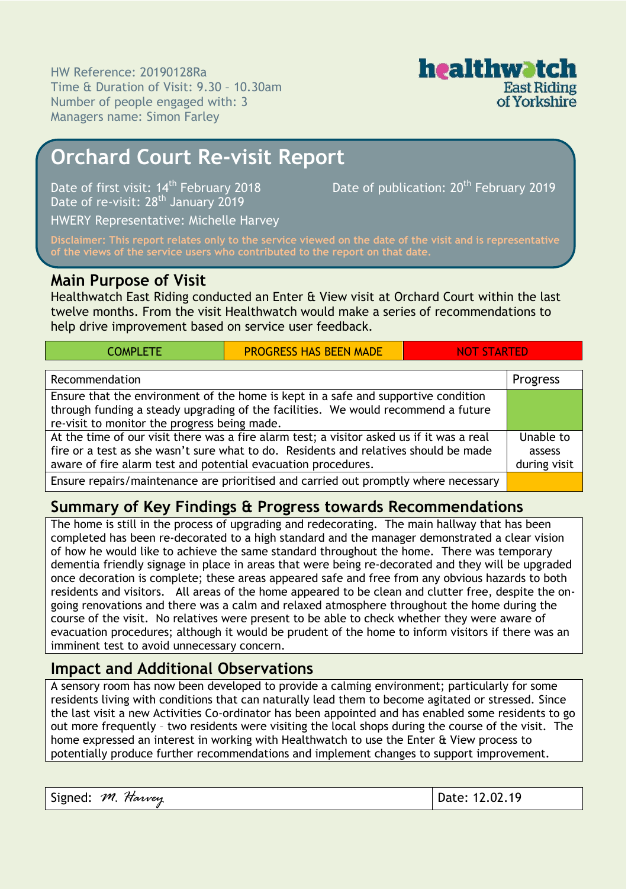HW Reference: 20190128Ra
Time & Duration of Visit: 9.30 – 10.30am
Number of people engaged with: 3
Managers name: Simon Farley

healthwatch East Riding of Yorkshire

# Orchard Court Re-visit Report

Date of first visit: 14th February 2018
Date of re-visit: 28th January 2019
Date of publication: 20th February 2019

HWERY Representative: Michelle Harvey

**Disclaimer: This report relates only to the service viewed on the date of the visit and is representative of the views of the service users who contributed to the report on that date.**

## Main Purpose of Visit

Healthwatch East Riding conducted an Enter & View visit at Orchard Court within the last twelve months. From the visit Healthwatch would make a series of recommendations to help drive improvement based on service user feedback.

| COMPLETE | PROGRESS HAS BEEN MADE | NOT STARTED |
|---|---|---|

| Recommendation | Progress |
|---|---|
| Ensure that the environment of the home is kept in a safe and supportive condition through funding a steady upgrading of the facilities. We would recommend a future re-visit to monitor the progress being made. | COMPLETE |
| At the time of our visit there was a fire alarm test; a visitor asked us if it was a real fire or a test as she wasn't sure what to do. Residents and relatives should be made aware of fire alarm test and potential evacuation procedures. | Unable to assess during visit |
| Ensure repairs/maintenance are prioritised and carried out promptly where necessary | PROGRESS HAS BEEN MADE |

## Summary of Key Findings & Progress towards Recommendations

The home is still in the process of upgrading and redecorating. The main hallway that has been completed has been re-decorated to a high standard and the manager demonstrated a clear vision of how he would like to achieve the same standard throughout the home. There was temporary dementia friendly signage in place in areas that were being re-decorated and they will be upgraded once decoration is complete; these areas appeared safe and free from any obvious hazards to both residents and visitors. All areas of the home appeared to be clean and clutter free, despite the on-going renovations and there was a calm and relaxed atmosphere throughout the home during the course of the visit. No relatives were present to be able to check whether they were aware of evacuation procedures; although it would be prudent of the home to inform visitors if there was an imminent test to avoid unnecessary concern.

## Impact and Additional Observations

A sensory room has now been developed to provide a calming environment; particularly for some residents living with conditions that can naturally lead them to become agitated or stressed. Since the last visit a new Activities Co-ordinator has been appointed and has enabled some residents to go out more frequently – two residents were visiting the local shops during the course of the visit. The home expressed an interest in working with Healthwatch to use the Enter & View process to potentially produce further recommendations and implement changes to support improvement.

| Signed: *M. Harvey* | Date: 12.02.19 |
|---|---|